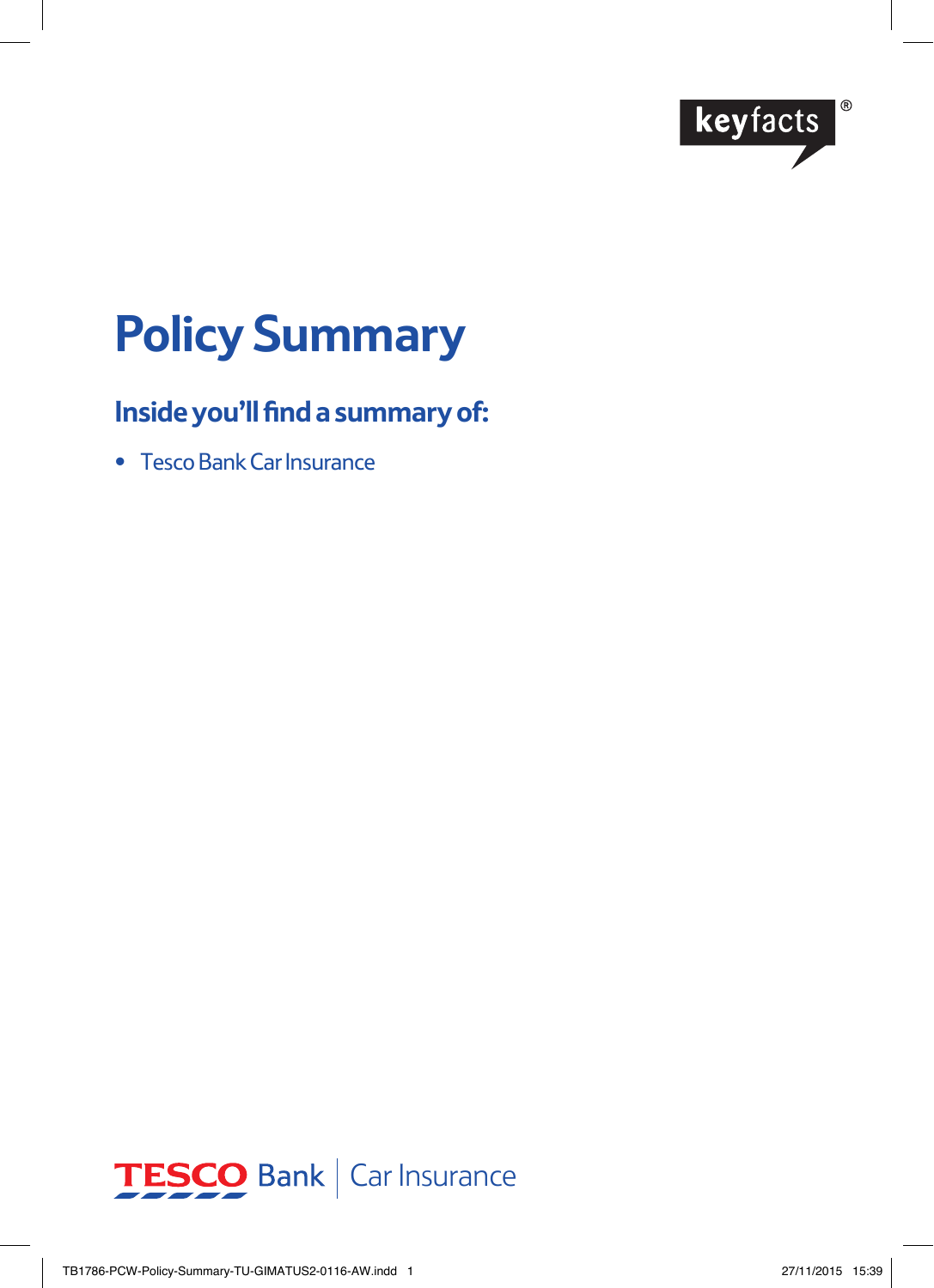keyfacts®

# Policy Summary

## Inside you'll find a summary of:

- Tesco Bank Car Insurance

TESCO Bank | Car Insurance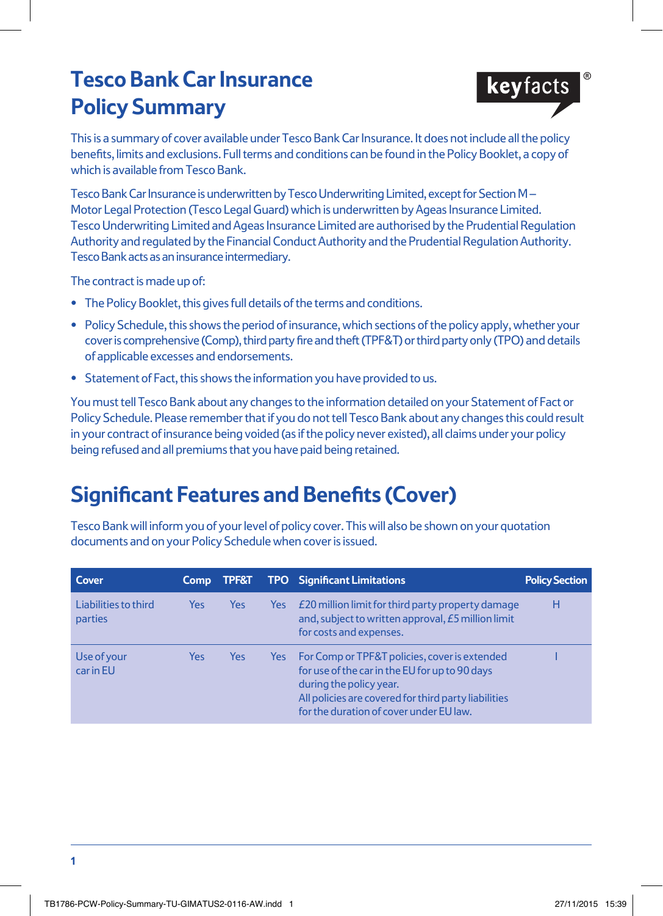# Tesco Bank Car Insurance Policy Summary

keyfacts®

This is a summary of cover available under Tesco Bank Car Insurance. It does not include all the policy benefits, limits and exclusions. Full terms and conditions can be found in the Policy Booklet, a copy of which is available from Tesco Bank.

Tesco Bank Car Insurance is underwritten by Tesco Underwriting Limited, except for Section M – Motor Legal Protection (Tesco Legal Guard) which is underwritten by Ageas Insurance Limited. Tesco Underwriting Limited and Ageas Insurance Limited are authorised by the Prudential Regulation Authority and regulated by the Financial Conduct Authority and the Prudential Regulation Authority. Tesco Bank acts as an insurance intermediary.

The contract is made up of:

- The Policy Booklet, this gives full details of the terms and conditions.
- Policy Schedule, this shows the period of insurance, which sections of the policy apply, whether your cover is comprehensive (Comp), third party fire and theft (TPF&T) or third party only (TPO) and details of applicable excesses and endorsements.
- Statement of Fact, this shows the information you have provided to us.

You must tell Tesco Bank about any changes to the information detailed on your Statement of Fact or Policy Schedule. Please remember that if you do not tell Tesco Bank about any changes this could result in your contract of insurance being voided (as if the policy never existed), all claims under your policy being refused and all premiums that you have paid being retained.

## Significant Features and Benefits (Cover)

Tesco Bank will inform you of your level of policy cover. This will also be shown on your quotation documents and on your Policy Schedule when cover is issued.

| Cover | Comp | TPF&T | TPO | Significant Limitations | Policy Section |
|---|---|---|---|---|---|
| Liabilities to third parties | Yes | Yes | Yes | £20 million limit for third party property damage and, subject to written approval, £5 million limit for costs and expenses. | H |
| Use of your car in EU | Yes | Yes | Yes | For Comp or TPF&T policies, cover is extended for use of the car in the EU for up to 90 days during the policy year. All policies are covered for third party liabilities for the duration of cover under EU law. | I |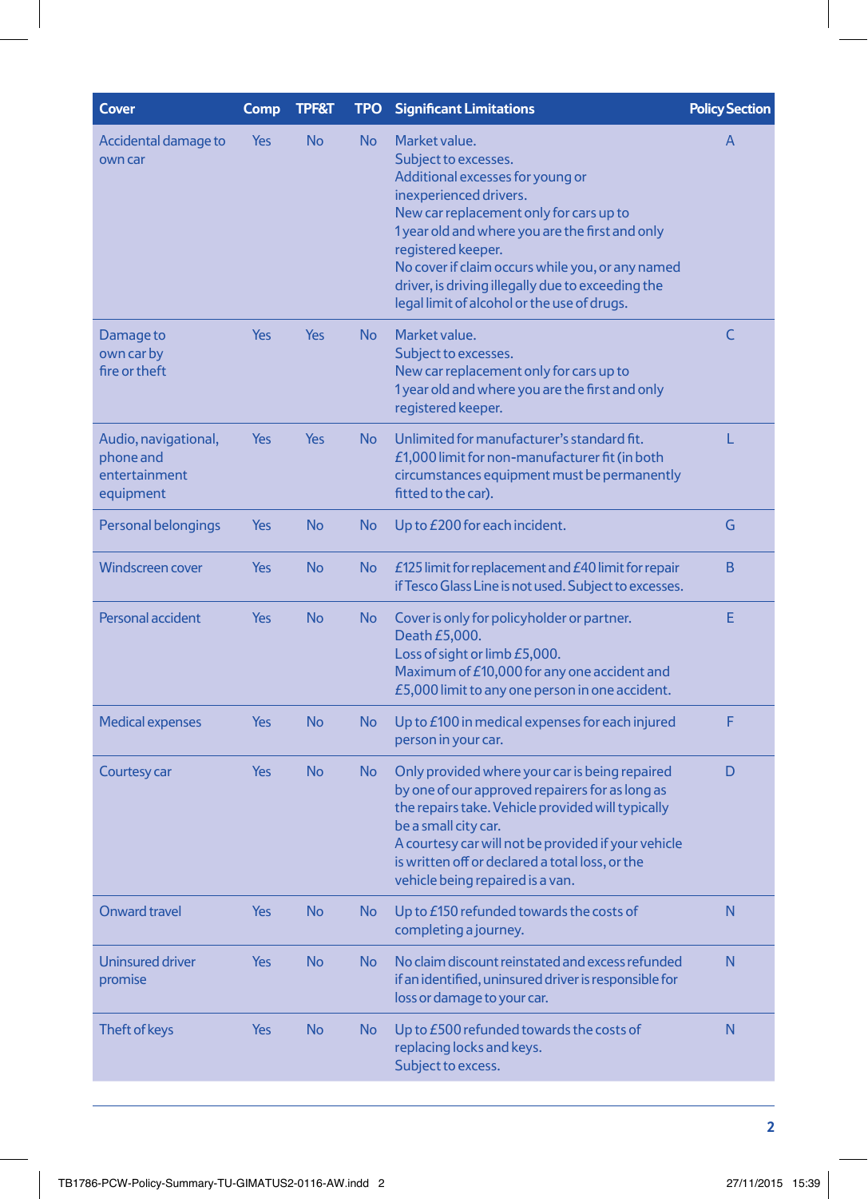| Cover | Comp | TPF&T | TPO | Significant Limitations | Policy Section |
|---|---|---|---|---|---|
| Accidental damage to own car | Yes | No | No | Market value.<br>Subject to excesses.<br>Additional excesses for young or inexperienced drivers.<br>New car replacement only for cars up to 1 year old and where you are the first and only registered keeper.<br>No cover if claim occurs while you, or any named driver, is driving illegally due to exceeding the legal limit of alcohol or the use of drugs. | A |
| Damage to own car by fire or theft | Yes | Yes | No | Market value.<br>Subject to excesses.<br>New car replacement only for cars up to 1 year old and where you are the first and only registered keeper. | C |
| Audio, navigational, phone and entertainment equipment | Yes | Yes | No | Unlimited for manufacturer's standard fit.<br>£1,000 limit for non-manufacturer fit (in both circumstances equipment must be permanently fitted to the car). | L |
| Personal belongings | Yes | No | No | Up to £200 for each incident. | G |
| Windscreen cover | Yes | No | No | £125 limit for replacement and £40 limit for repair if Tesco Glass Line is not used. Subject to excesses. | B |
| Personal accident | Yes | No | No | Cover is only for policyholder or partner.<br>Death £5,000.<br>Loss of sight or limb £5,000.<br>Maximum of £10,000 for any one accident and £5,000 limit to any one person in one accident. | E |
| Medical expenses | Yes | No | No | Up to £100 in medical expenses for each injured person in your car. | F |
| Courtesy car | Yes | No | No | Only provided where your car is being repaired by one of our approved repairers for as long as the repairs take. Vehicle provided will typically be a small city car.<br>A courtesy car will not be provided if your vehicle is written off or declared a total loss, or the vehicle being repaired is a van. | D |
| Onward travel | Yes | No | No | Up to £150 refunded towards the costs of completing a journey. | N |
| Uninsured driver promise | Yes | No | No | No claim discount reinstated and excess refunded if an identified, uninsured driver is responsible for loss or damage to your car. | N |
| Theft of keys | Yes | No | No | Up to £500 refunded towards the costs of replacing locks and keys.<br>Subject to excess. | N |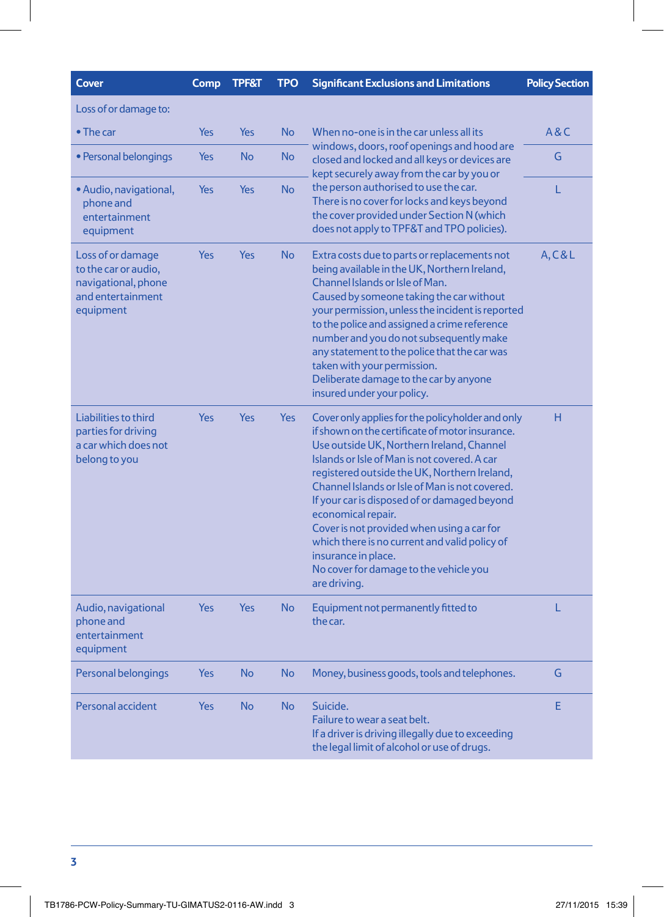| Cover | Comp | TPF&T | TPO | Significant Exclusions and Limitations | Policy Section |
|---|---|---|---|---|---|
| Loss of or damage to: | | | | | |
| • The car | Yes | Yes | No | When no-one is in the car unless all its windows, doors, roof openings and hood are closed and locked and all keys or devices are kept securely away from the car by you or the person authorised to use the car. There is no cover for locks and keys beyond the cover provided under Section N (which does not apply to TPF&T and TPO policies). | A & C |
| • Personal belongings | Yes | No | No | | G |
| • Audio, navigational, phone and entertainment equipment | Yes | Yes | No | | L |
| Loss of or damage to the car or audio, navigational, phone and entertainment equipment | Yes | Yes | No | Extra costs due to parts or replacements not being available in the UK, Northern Ireland, Channel Islands or Isle of Man. Caused by someone taking the car without your permission, unless the incident is reported to the police and assigned a crime reference number and you do not subsequently make any statement to the police that the car was taken with your permission. Deliberate damage to the car by anyone insured under your policy. | A, C & L |
| Liabilities to third parties for driving a car which does not belong to you | Yes | Yes | Yes | Cover only applies for the policyholder and only if shown on the certificate of motor insurance. Use outside UK, Northern Ireland, Channel Islands or Isle of Man is not covered. A car registered outside the UK, Northern Ireland, Channel Islands or Isle of Man is not covered. If your car is disposed of or damaged beyond economical repair. Cover is not provided when using a car for which there is no current and valid policy of insurance in place. No cover for damage to the vehicle you are driving. | H |
| Audio, navigational phone and entertainment equipment | Yes | Yes | No | Equipment not permanently fitted to the car. | L |
| Personal belongings | Yes | No | No | Money, business goods, tools and telephones. | G |
| Personal accident | Yes | No | No | Suicide. Failure to wear a seat belt. If a driver is driving illegally due to exceeding the legal limit of alcohol or use of drugs. | E |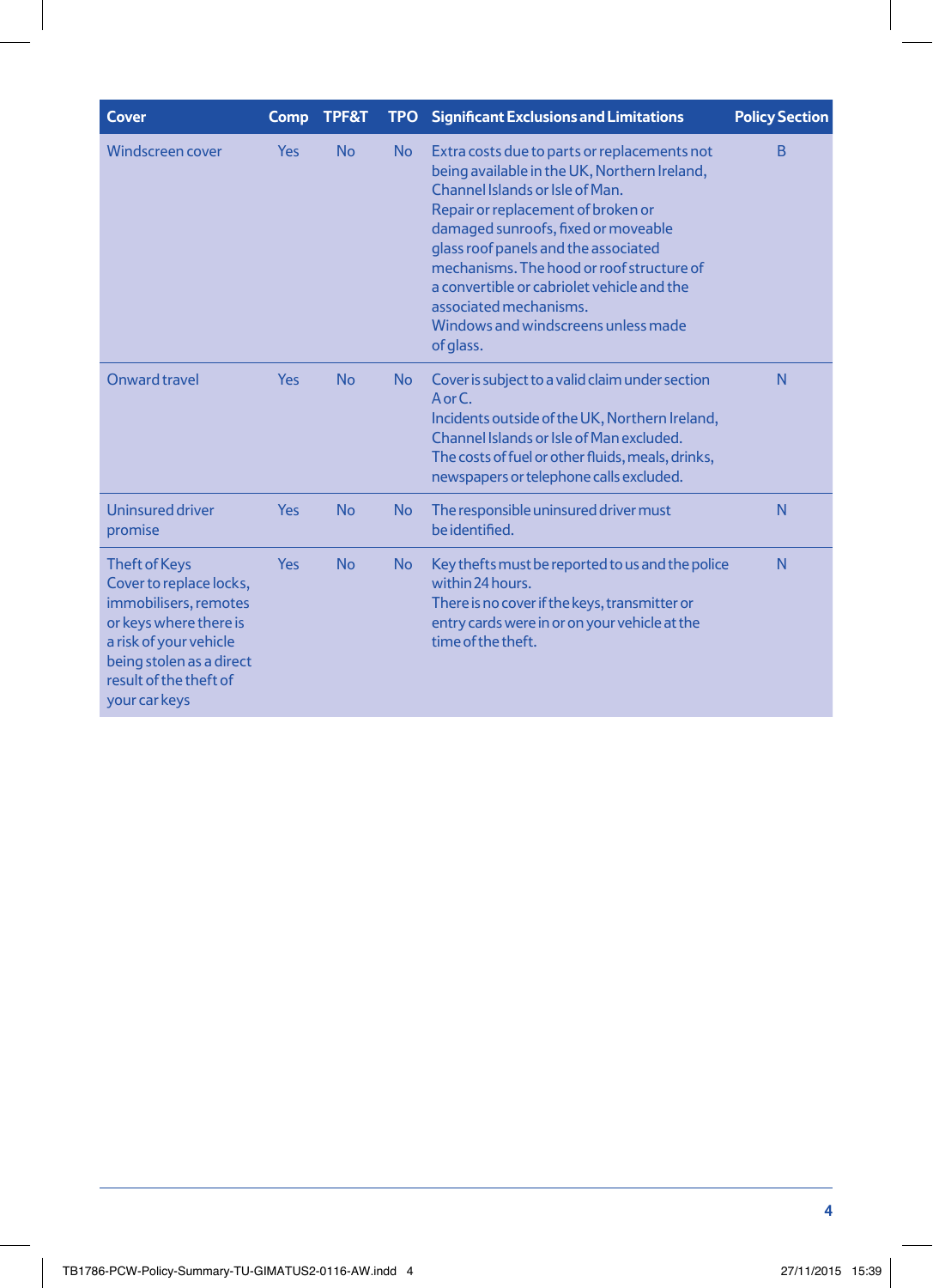| Cover | Comp | TPF&T | TPO | Significant Exclusions and Limitations | Policy Section |
|---|---|---|---|---|---|
| Windscreen cover | Yes | No | No | Extra costs due to parts or replacements not being available in the UK, Northern Ireland, Channel Islands or Isle of Man. Repair or replacement of broken or damaged sunroofs, fixed or moveable glass roof panels and the associated mechanisms. The hood or roof structure of a convertible or cabriolet vehicle and the associated mechanisms. Windows and windscreens unless made of glass. | B |
| Onward travel | Yes | No | No | Cover is subject to a valid claim under section A or C. Incidents outside of the UK, Northern Ireland, Channel Islands or Isle of Man excluded. The costs of fuel or other fluids, meals, drinks, newspapers or telephone calls excluded. | N |
| Uninsured driver promise | Yes | No | No | The responsible uninsured driver must be identified. | N |
| Theft of Keys Cover to replace locks, immobilisers, remotes or keys where there is a risk of your vehicle being stolen as a direct result of the theft of your car keys | Yes | No | No | Key thefts must be reported to us and the police within 24 hours. There is no cover if the keys, transmitter or entry cards were in or on your vehicle at the time of the theft. | N |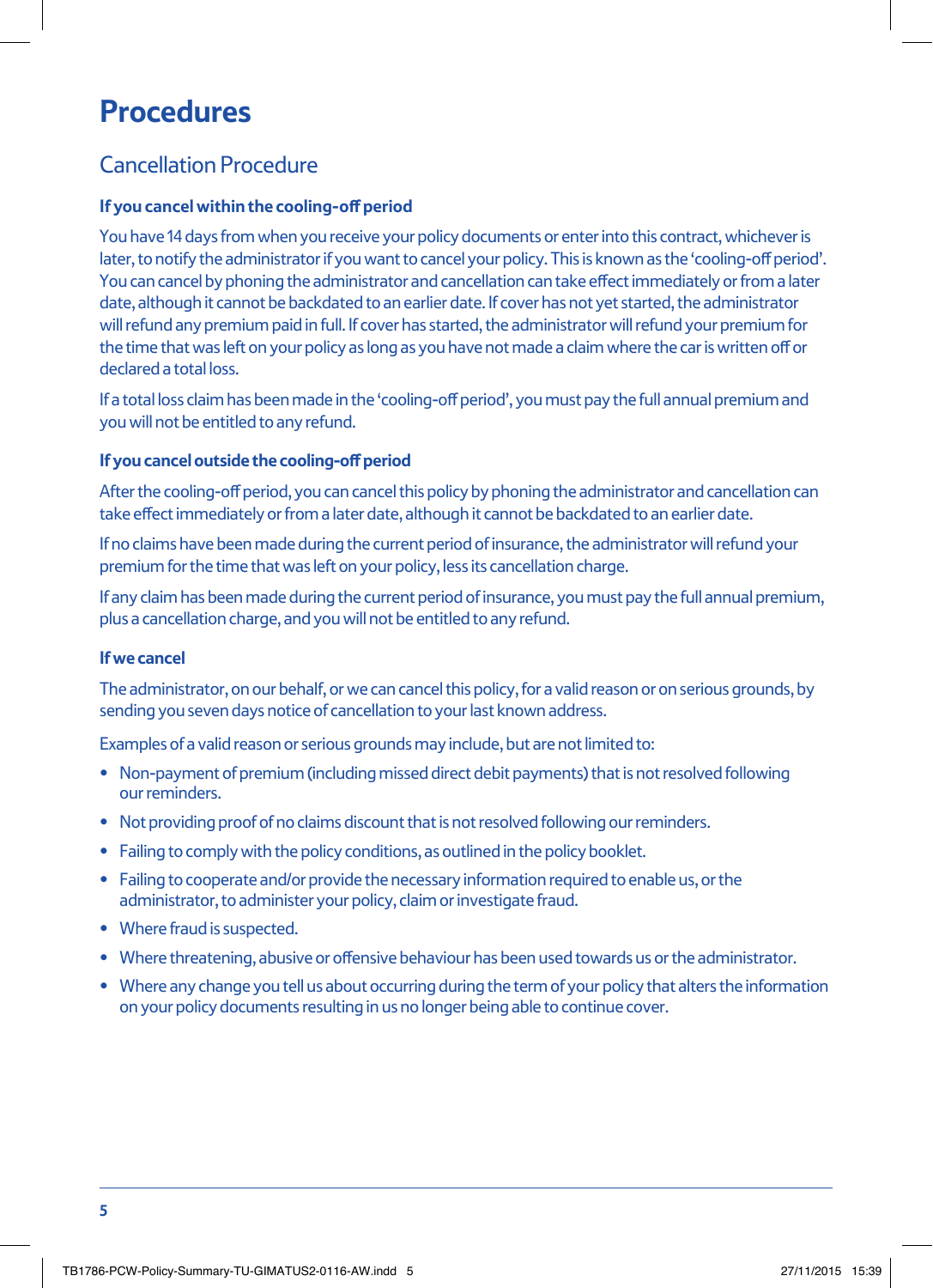# Procedures

## Cancellation Procedure

### If you cancel within the cooling-off period

You have 14 days from when you receive your policy documents or enter into this contract, whichever is later, to notify the administrator if you want to cancel your policy. This is known as the 'cooling-off period'. You can cancel by phoning the administrator and cancellation can take effect immediately or from a later date, although it cannot be backdated to an earlier date. If cover has not yet started, the administrator will refund any premium paid in full. If cover has started, the administrator will refund your premium for the time that was left on your policy as long as you have not made a claim where the car is written off or declared a total loss.

If a total loss claim has been made in the 'cooling-off period', you must pay the full annual premium and you will not be entitled to any refund.

### If you cancel outside the cooling-off period

After the cooling-off period, you can cancel this policy by phoning the administrator and cancellation can take effect immediately or from a later date, although it cannot be backdated to an earlier date.

If no claims have been made during the current period of insurance, the administrator will refund your premium for the time that was left on your policy, less its cancellation charge.

If any claim has been made during the current period of insurance, you must pay the full annual premium, plus a cancellation charge, and you will not be entitled to any refund.

### If we cancel

The administrator, on our behalf, or we can cancel this policy, for a valid reason or on serious grounds, by sending you seven days notice of cancellation to your last known address.

Examples of a valid reason or serious grounds may include, but are not limited to:

- Non-payment of premium (including missed direct debit payments) that is not resolved following our reminders.
- Not providing proof of no claims discount that is not resolved following our reminders.
- Failing to comply with the policy conditions, as outlined in the policy booklet.
- Failing to cooperate and/or provide the necessary information required to enable us, or the administrator, to administer your policy, claim or investigate fraud.
- Where fraud is suspected.
- Where threatening, abusive or offensive behaviour has been used towards us or the administrator.
- Where any change you tell us about occurring during the term of your policy that alters the information on your policy documents resulting in us no longer being able to continue cover.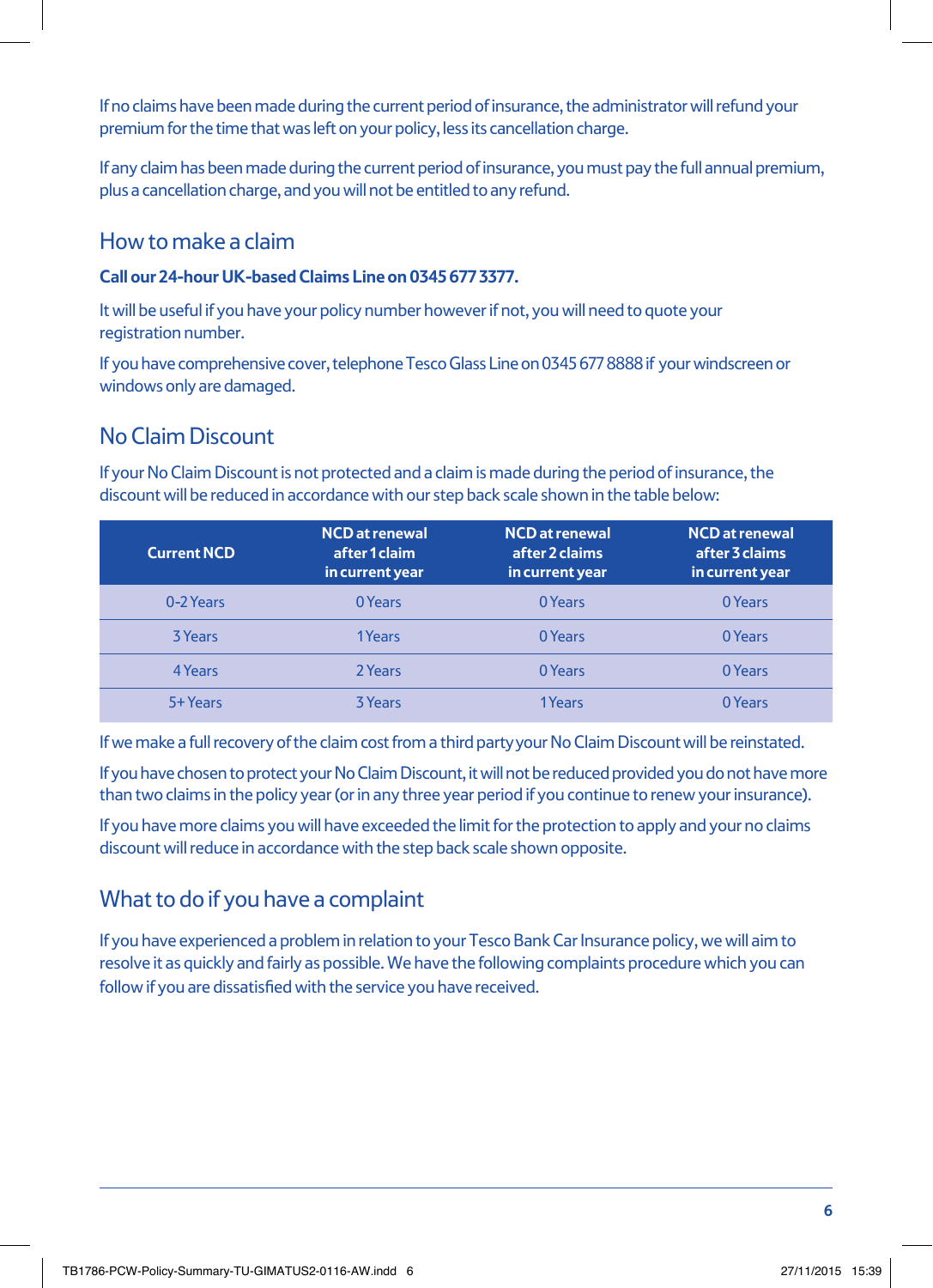If no claims have been made during the current period of insurance, the administrator will refund your premium for the time that was left on your policy, less its cancellation charge.

If any claim has been made during the current period of insurance, you must pay the full annual premium, plus a cancellation charge, and you will not be entitled to any refund.

## How to make a claim

**Call our 24-hour UK-based Claims Line on 0345 677 3377.**

It will be useful if you have your policy number however if not, you will need to quote your registration number.

If you have comprehensive cover, telephone Tesco Glass Line on 0345 677 8888 if your windscreen or windows only are damaged.

## No Claim Discount

If your No Claim Discount is not protected and a claim is made during the period of insurance, the discount will be reduced in accordance with our step back scale shown in the table below:

| Current NCD | NCD at renewal after 1 claim in current year | NCD at renewal after 2 claims in current year | NCD at renewal after 3 claims in current year |
|---|---|---|---|
| 0-2 Years | 0 Years | 0 Years | 0 Years |
| 3 Years | 1 Years | 0 Years | 0 Years |
| 4 Years | 2 Years | 0 Years | 0 Years |
| 5+ Years | 3 Years | 1 Years | 0 Years |

If we make a full recovery of the claim cost from a third party your No Claim Discount will be reinstated.

If you have chosen to protect your No Claim Discount, it will not be reduced provided you do not have more than two claims in the policy year (or in any three year period if you continue to renew your insurance).

If you have more claims you will have exceeded the limit for the protection to apply and your no claims discount will reduce in accordance with the step back scale shown opposite.

## What to do if you have a complaint

If you have experienced a problem in relation to your Tesco Bank Car Insurance policy, we will aim to resolve it as quickly and fairly as possible. We have the following complaints procedure which you can follow if you are dissatisfied with the service you have received.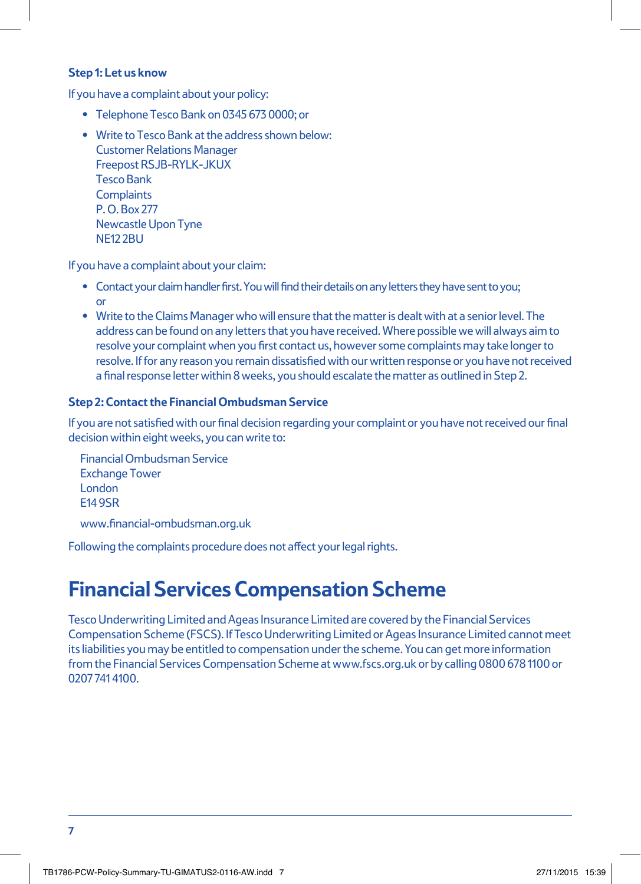### Step 1: Let us know

If you have a complaint about your policy:

- Telephone Tesco Bank on 0345 673 0000; or
- Write to Tesco Bank at the address shown below:
  Customer Relations Manager
  Freepost RSJB-RYLK-JKUX
  Tesco Bank
  Complaints
  P. O. Box 277
  Newcastle Upon Tyne
  NE12 2BU

If you have a complaint about your claim:

- Contact your claim handler first. You will find their details on any letters they have sent to you; or
- Write to the Claims Manager who will ensure that the matter is dealt with at a senior level. The address can be found on any letters that you have received. Where possible we will always aim to resolve your complaint when you first contact us, however some complaints may take longer to resolve. If for any reason you remain dissatisfied with our written response or you have not received a final response letter within 8 weeks, you should escalate the matter as outlined in Step 2.

### Step 2: Contact the Financial Ombudsman Service

If you are not satisfied with our final decision regarding your complaint or you have not received our final decision within eight weeks, you can write to:

Financial Ombudsman Service
Exchange Tower
London
E14 9SR

www.financial-ombudsman.org.uk

Following the complaints procedure does not affect your legal rights.

# Financial Services Compensation Scheme

Tesco Underwriting Limited and Ageas Insurance Limited are covered by the Financial Services Compensation Scheme (FSCS). If Tesco Underwriting Limited or Ageas Insurance Limited cannot meet its liabilities you may be entitled to compensation under the scheme. You can get more information from the Financial Services Compensation Scheme at www.fscs.org.uk or by calling 0800 678 1100 or 0207 741 4100.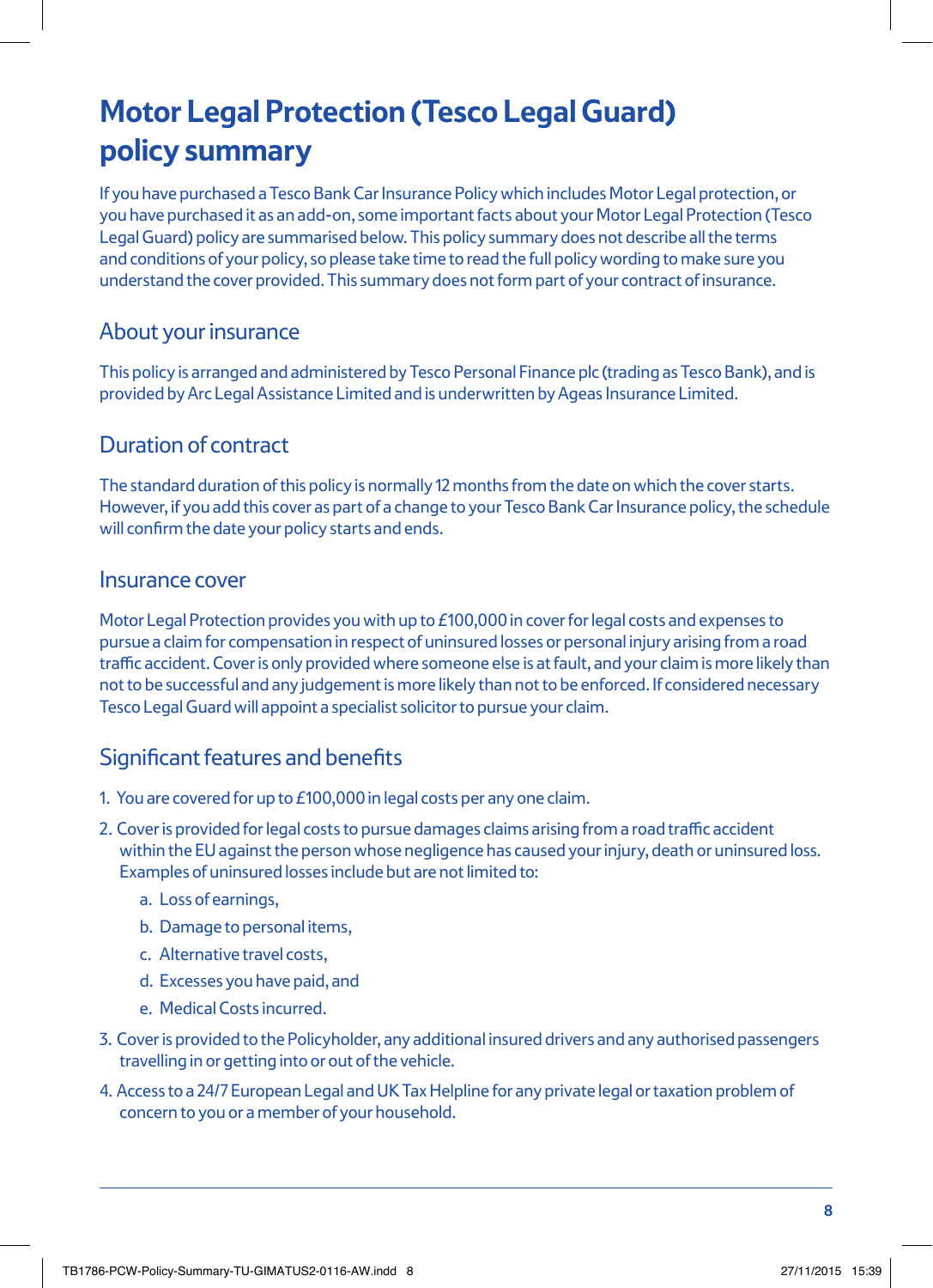# Motor Legal Protection (Tesco Legal Guard) policy summary

If you have purchased a Tesco Bank Car Insurance Policy which includes Motor Legal protection, or you have purchased it as an add-on, some important facts about your Motor Legal Protection (Tesco Legal Guard) policy are summarised below. This policy summary does not describe all the terms and conditions of your policy, so please take time to read the full policy wording to make sure you understand the cover provided. This summary does not form part of your contract of insurance.

## About your insurance

This policy is arranged and administered by Tesco Personal Finance plc (trading as Tesco Bank), and is provided by Arc Legal Assistance Limited and is underwritten by Ageas Insurance Limited.

## Duration of contract

The standard duration of this policy is normally 12 months from the date on which the cover starts. However, if you add this cover as part of a change to your Tesco Bank Car Insurance policy, the schedule will confirm the date your policy starts and ends.

## Insurance cover

Motor Legal Protection provides you with up to £100,000 in cover for legal costs and expenses to pursue a claim for compensation in respect of uninsured losses or personal injury arising from a road traffic accident. Cover is only provided where someone else is at fault, and your claim is more likely than not to be successful and any judgement is more likely than not to be enforced. If considered necessary Tesco Legal Guard will appoint a specialist solicitor to pursue your claim.

## Significant features and benefits

1. You are covered for up to £100,000 in legal costs per any one claim.
2. Cover is provided for legal costs to pursue damages claims arising from a road traffic accident within the EU against the person whose negligence has caused your injury, death or uninsured loss. Examples of uninsured losses include but are not limited to:
   a. Loss of earnings,
   b. Damage to personal items,
   c. Alternative travel costs,
   d. Excesses you have paid, and
   e. Medical Costs incurred.
3. Cover is provided to the Policyholder, any additional insured drivers and any authorised passengers travelling in or getting into or out of the vehicle.
4. Access to a 24/7 European Legal and UK Tax Helpline for any private legal or taxation problem of concern to you or a member of your household.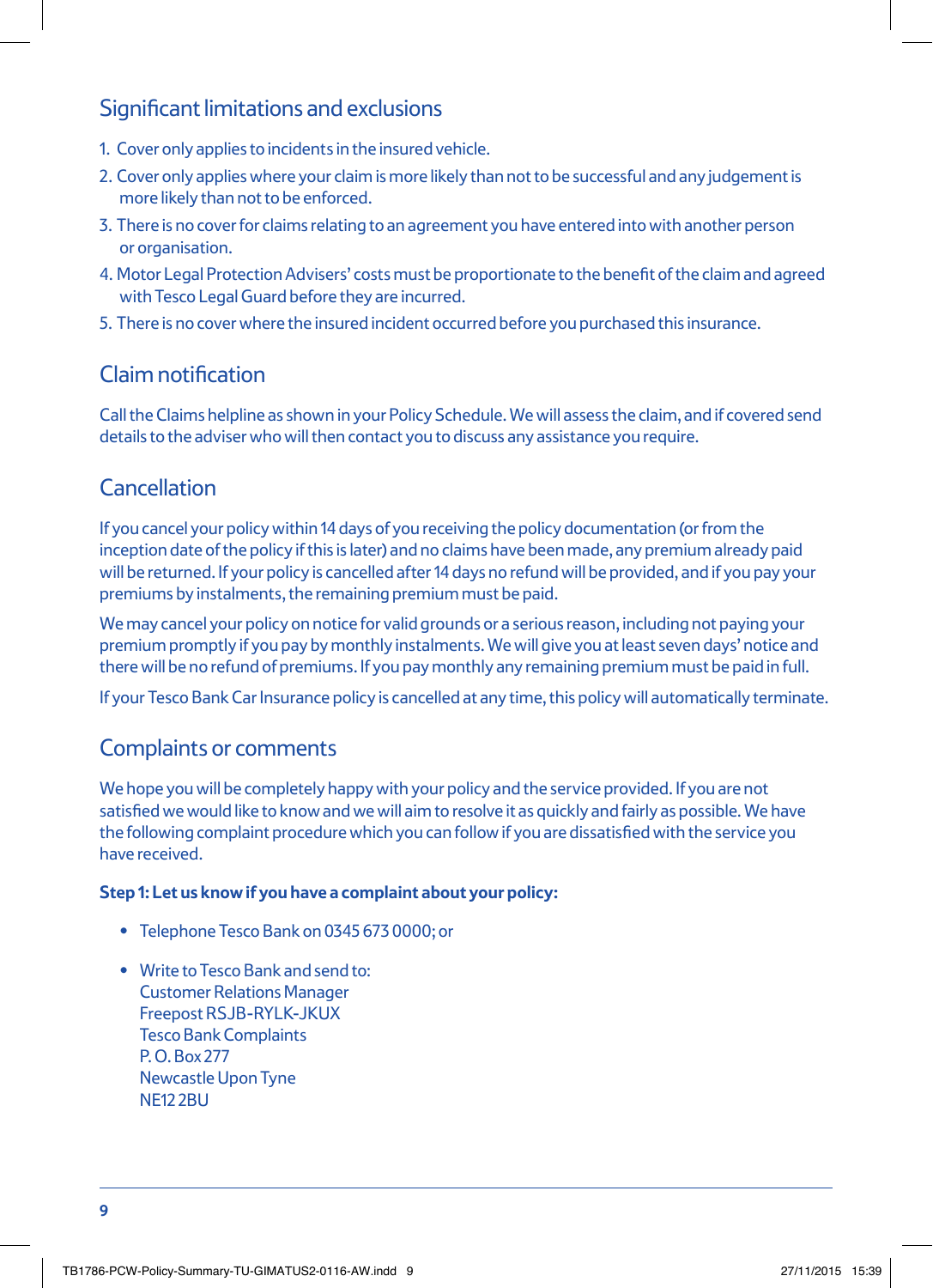## Significant limitations and exclusions

1. Cover only applies to incidents in the insured vehicle.
2. Cover only applies where your claim is more likely than not to be successful and any judgement is more likely than not to be enforced.
3. There is no cover for claims relating to an agreement you have entered into with another person or organisation.
4. Motor Legal Protection Advisers' costs must be proportionate to the benefit of the claim and agreed with Tesco Legal Guard before they are incurred.
5. There is no cover where the insured incident occurred before you purchased this insurance.

## Claim notification

Call the Claims helpline as shown in your Policy Schedule. We will assess the claim, and if covered send details to the adviser who will then contact you to discuss any assistance you require.

## Cancellation

If you cancel your policy within 14 days of you receiving the policy documentation (or from the inception date of the policy if this is later) and no claims have been made, any premium already paid will be returned. If your policy is cancelled after 14 days no refund will be provided, and if you pay your premiums by instalments, the remaining premium must be paid.

We may cancel your policy on notice for valid grounds or a serious reason, including not paying your premium promptly if you pay by monthly instalments. We will give you at least seven days' notice and there will be no refund of premiums. If you pay monthly any remaining premium must be paid in full.

If your Tesco Bank Car Insurance policy is cancelled at any time, this policy will automatically terminate.

## Complaints or comments

We hope you will be completely happy with your policy and the service provided. If you are not satisfied we would like to know and we will aim to resolve it as quickly and fairly as possible. We have the following complaint procedure which you can follow if you are dissatisfied with the service you have received.

**Step 1: Let us know if you have a complaint about your policy:**

- Telephone Tesco Bank on 0345 673 0000; or
- Write to Tesco Bank and send to:
  Customer Relations Manager
  Freepost RSJB-RYLK-JKUX
  Tesco Bank Complaints
  P. O. Box 277
  Newcastle Upon Tyne
  NE12 2BU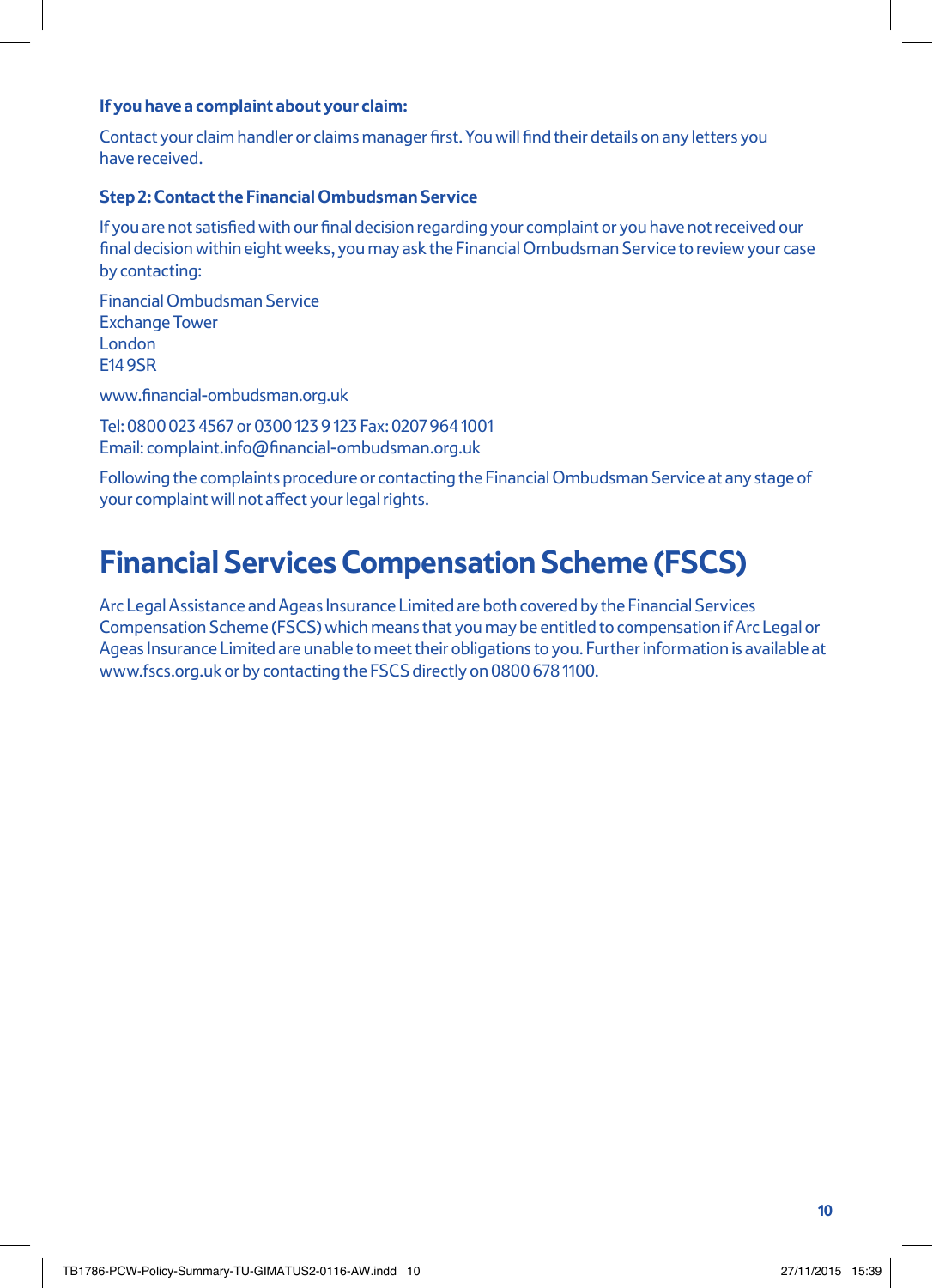**If you have a complaint about your claim:**

Contact your claim handler or claims manager first. You will find their details on any letters you have received.

**Step 2: Contact the Financial Ombudsman Service**

If you are not satisfied with our final decision regarding your complaint or you have not received our final decision within eight weeks, you may ask the Financial Ombudsman Service to review your case by contacting:

Financial Ombudsman Service
Exchange Tower
London
E14 9SR

www.financial-ombudsman.org.uk

Tel: 0800 023 4567 or 0300 123 9 123 Fax: 0207 964 1001
Email: complaint.info@financial-ombudsman.org.uk

Following the complaints procedure or contacting the Financial Ombudsman Service at any stage of your complaint will not affect your legal rights.

# Financial Services Compensation Scheme (FSCS)

Arc Legal Assistance and Ageas Insurance Limited are both covered by the Financial Services Compensation Scheme (FSCS) which means that you may be entitled to compensation if Arc Legal or Ageas Insurance Limited are unable to meet their obligations to you. Further information is available at www.fscs.org.uk or by contacting the FSCS directly on 0800 678 1100.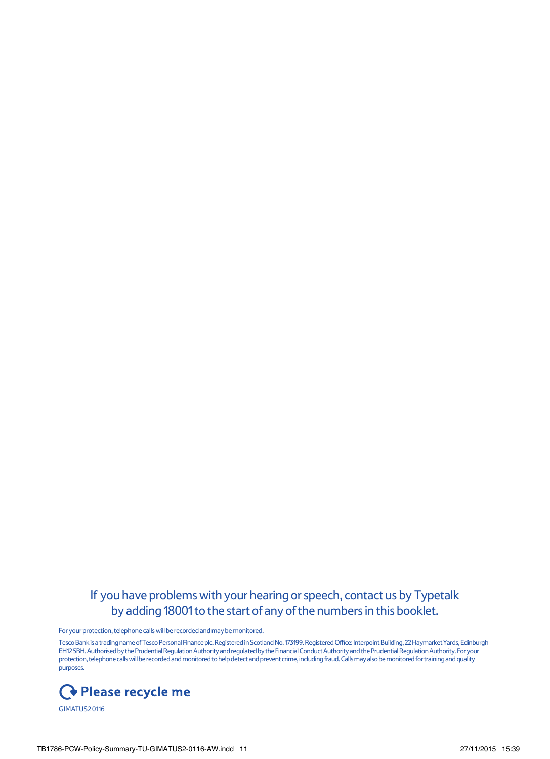If you have problems with your hearing or speech, contact us by Typetalk by adding 18001 to the start of any of the numbers in this booklet.

For your protection, telephone calls will be recorded and may be monitored.

Tesco Bank is a trading name of Tesco Personal Finance plc. Registered in Scotland No. 173199. Registered Office: Interpoint Building, 22 Haymarket Yards, Edinburgh EH12 5BH. Authorised by the Prudential Regulation Authority and regulated by the Financial Conduct Authority and the Prudential Regulation Authority. For your protection, telephone calls will be recorded and monitored to help detect and prevent crime, including fraud. Calls may also be monitored for training and quality purposes.

**Please recycle me**

GIMATUS2 0116